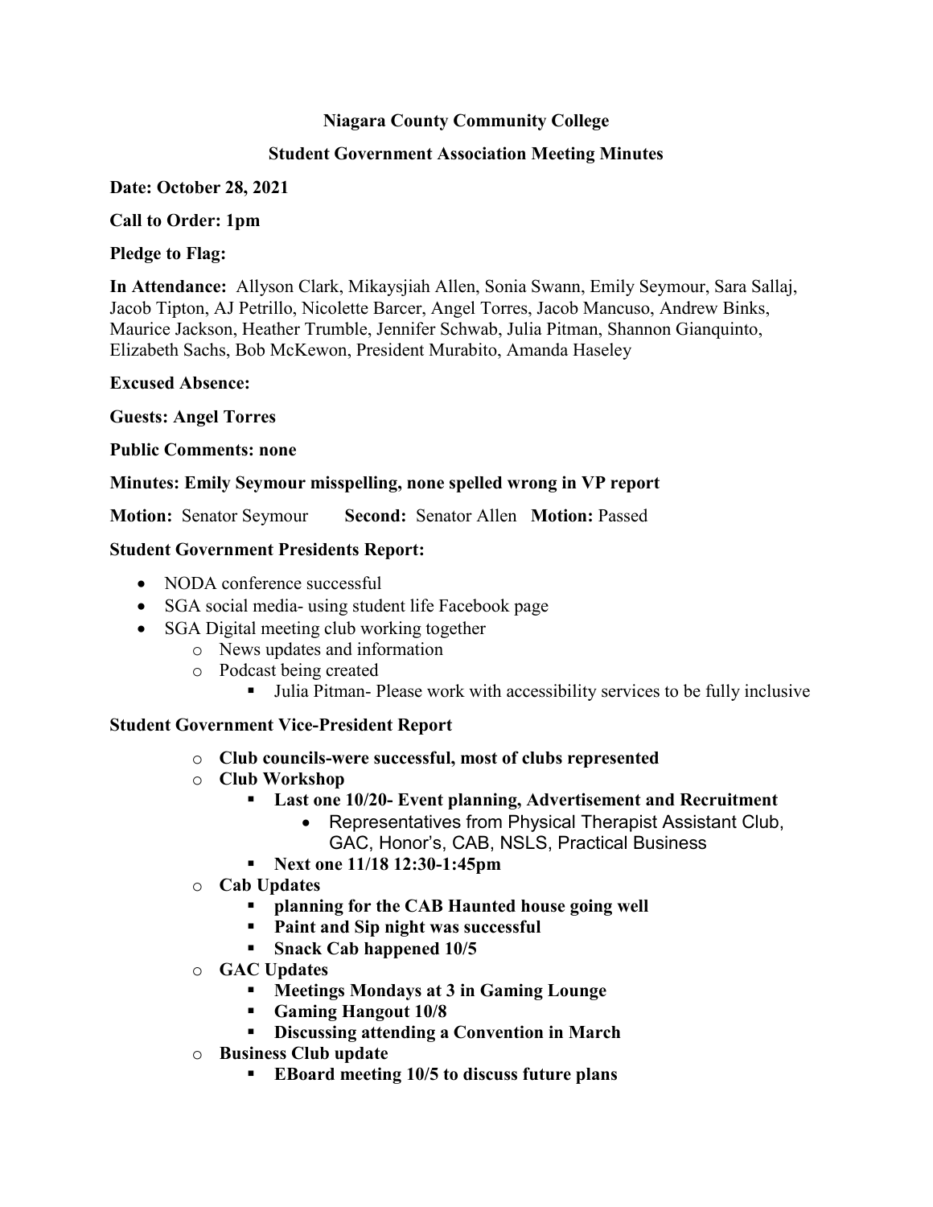**Niagara County Community College**

**Student Government Association Meeting Minutes**

**Date: October 28, 2021**

**Call to Order: 1pm**

**Pledge to Flag:**

**In Attendance:** Allyson Clark, Mikaysjiah Allen, Sonia Swann, Emily Seymour, Sara Sallaj, Jacob Tipton, AJ Petrillo, Nicolette Barcer, Angel Torres, Jacob Mancuso, Andrew Binks, Maurice Jackson, Heather Trumble, Jennifer Schwab, Julia Pitman, Shannon Gianquinto, Elizabeth Sachs, Bob McKewon, President Murabito, Amanda Haseley

**Excused Absence:**

**Guests: Angel Torres**

**Public Comments: none**

**Minutes: Emily Seymour misspelling, none spelled wrong in VP report**

**Motion:** Senator Seymour **Second:** Senator Allen **Motion:** Passed

**Student Government Presidents Report:**

- NODA conference successful
- SGA social media- using student life Facebook page
- SGA Digital meeting club working together
  - News updates and information
  - Podcast being created
    - Julia Pitman- Please work with accessibility services to be fully inclusive

**Student Government Vice-President Report**

- **Club councils-were successful, most of clubs represented**
- **Club Workshop**
  - **Last one 10/20- Event planning, Advertisement and Recruitment**
    - Representatives from Physical Therapist Assistant Club, GAC, Honor's, CAB, NSLS, Practical Business
  - **Next one 11/18 12:30-1:45pm**
- **Cab Updates**
  - **planning for the CAB Haunted house going well**
  - **Paint and Sip night was successful**
  - **Snack Cab happened 10/5**
- **GAC Updates**
  - **Meetings Mondays at 3 in Gaming Lounge**
  - **Gaming Hangout 10/8**
  - **Discussing attending a Convention in March**
- **Business Club update**
  - **EBoard meeting 10/5 to discuss future plans**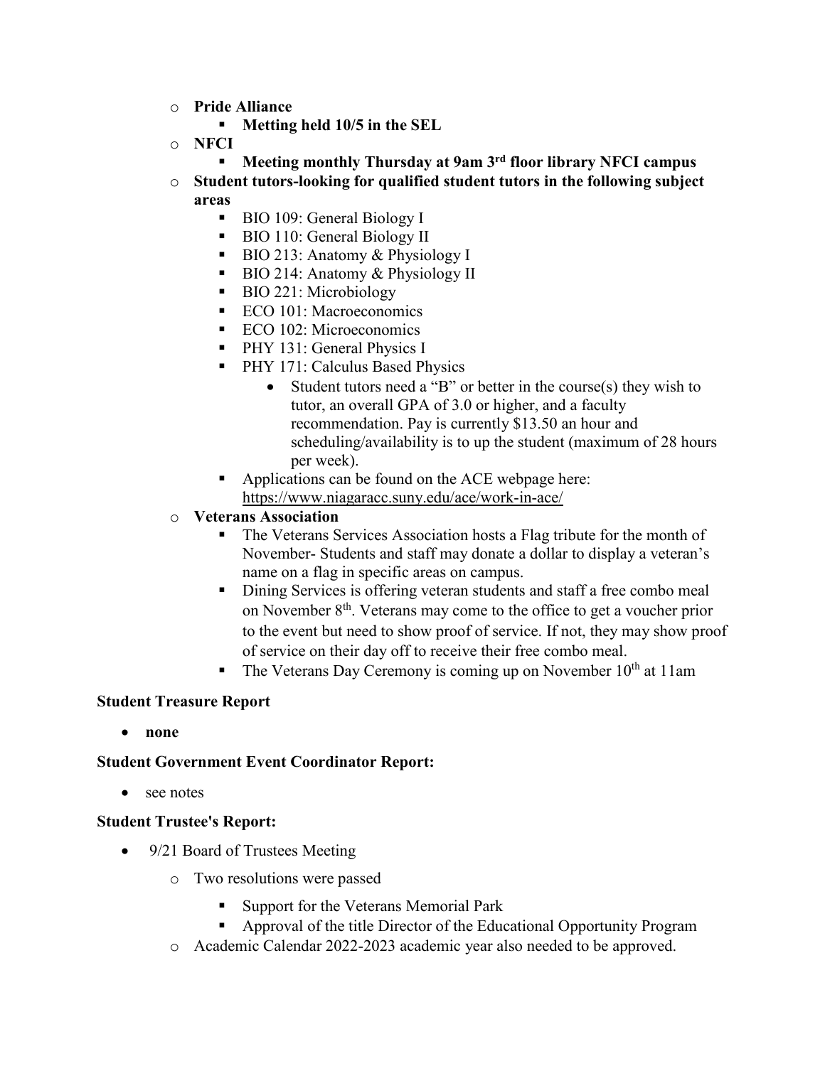- **Pride Alliance**
  - **Metting held 10/5 in the SEL**
- **NFCI**
  - **Meeting monthly Thursday at 9am 3rd floor library NFCI campus**
- **Student tutors-looking for qualified student tutors in the following subject areas**
  - BIO 109: General Biology I
  - BIO 110: General Biology II
  - BIO 213: Anatomy & Physiology I
  - BIO 214: Anatomy & Physiology II
  - BIO 221: Microbiology
  - ECO 101: Macroeconomics
  - ECO 102: Microeconomics
  - PHY 131: General Physics I
  - PHY 171: Calculus Based Physics
    - Student tutors need a "B" or better in the course(s) they wish to tutor, an overall GPA of 3.0 or higher, and a faculty recommendation. Pay is currently $13.50 an hour and scheduling/availability is to up the student (maximum of 28 hours per week).
  - Applications can be found on the ACE webpage here: https://www.niagaracc.suny.edu/ace/work-in-ace/
- **Veterans Association**
  - The Veterans Services Association hosts a Flag tribute for the month of November- Students and staff may donate a dollar to display a veteran's name on a flag in specific areas on campus.
  - Dining Services is offering veteran students and staff a free combo meal on November 8th. Veterans may come to the office to get a voucher prior to the event but need to show proof of service. If not, they may show proof of service on their day off to receive their free combo meal.
  - The Veterans Day Ceremony is coming up on November 10th at 11am

**Student Treasure Report**

- **none**

**Student Government Event Coordinator Report:**

- see notes

**Student Trustee's Report:**

- 9/21 Board of Trustees Meeting
  - Two resolutions were passed
    - Support for the Veterans Memorial Park
    - Approval of the title Director of the Educational Opportunity Program
  - Academic Calendar 2022-2023 academic year also needed to be approved.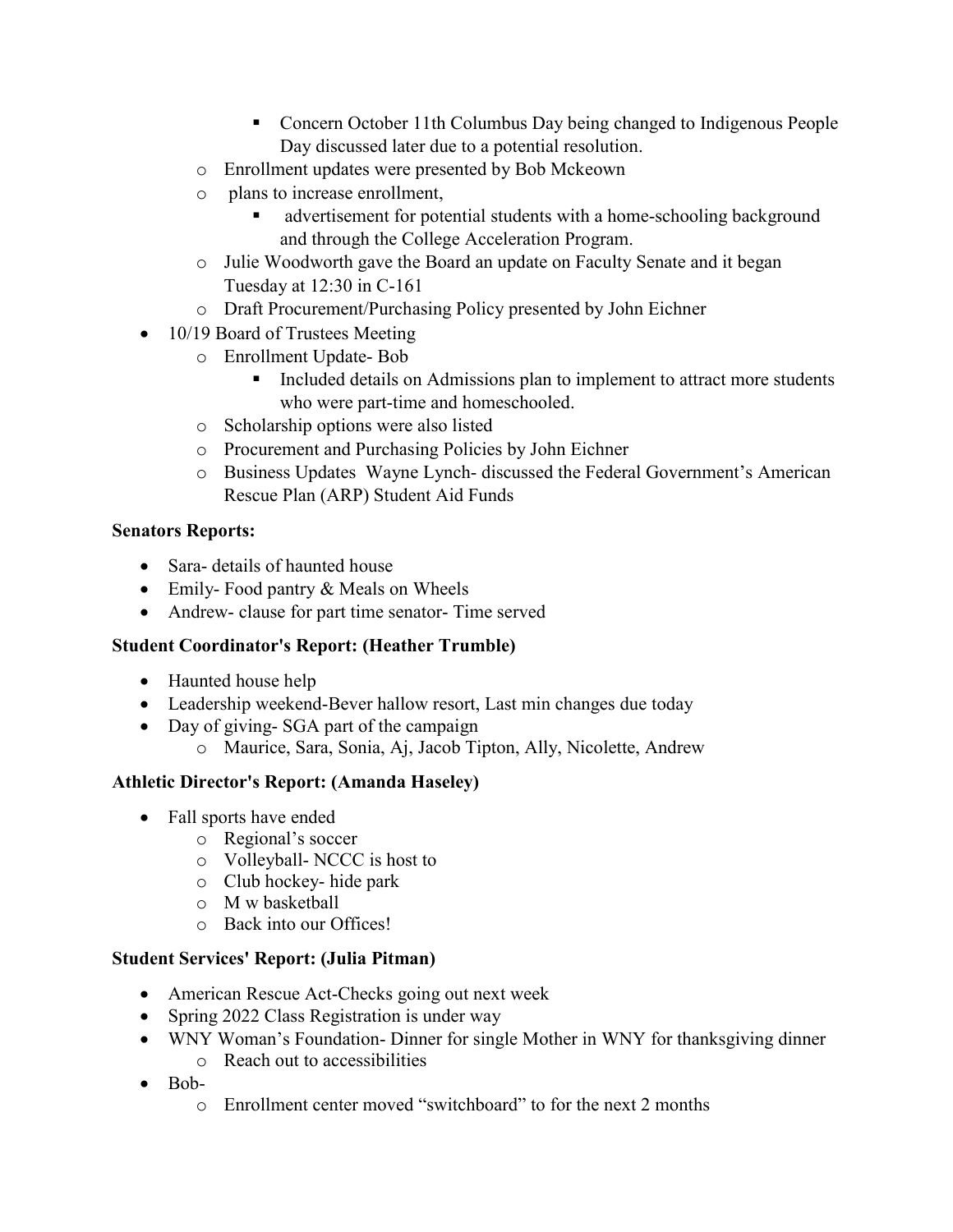- Concern October 11th Columbus Day being changed to Indigenous People Day discussed later due to a potential resolution.
    - Enrollment updates were presented by Bob Mckeown
    - plans to increase enrollment,
        - advertisement for potential students with a home-schooling background and through the College Acceleration Program.
    - Julie Woodworth gave the Board an update on Faculty Senate and it began Tuesday at 12:30 in C-161
    - Draft Procurement/Purchasing Policy presented by John Eichner
- 10/19 Board of Trustees Meeting
    - Enrollment Update- Bob
        - Included details on Admissions plan to implement to attract more students who were part-time and homeschooled.
    - Scholarship options were also listed
    - Procurement and Purchasing Policies by John Eichner
    - Business Updates Wayne Lynch- discussed the Federal Government's American Rescue Plan (ARP) Student Aid Funds

**Senators Reports:**

- Sara- details of haunted house
- Emily- Food pantry & Meals on Wheels
- Andrew- clause for part time senator- Time served

**Student Coordinator's Report: (Heather Trumble)**

- Haunted house help
- Leadership weekend-Bever hallow resort, Last min changes due today
- Day of giving- SGA part of the campaign
    - Maurice, Sara, Sonia, Aj, Jacob Tipton, Ally, Nicolette, Andrew

**Athletic Director's Report: (Amanda Haseley)**

- Fall sports have ended
    - Regional's soccer
    - Volleyball- NCCC is host to
    - Club hockey- hide park
    - M w basketball
    - Back into our Offices!

**Student Services' Report: (Julia Pitman)**

- American Rescue Act-Checks going out next week
- Spring 2022 Class Registration is under way
- WNY Woman's Foundation- Dinner for single Mother in WNY for thanksgiving dinner
    - Reach out to accessibilities
- Bob-
    - Enrollment center moved "switchboard" to for the next 2 months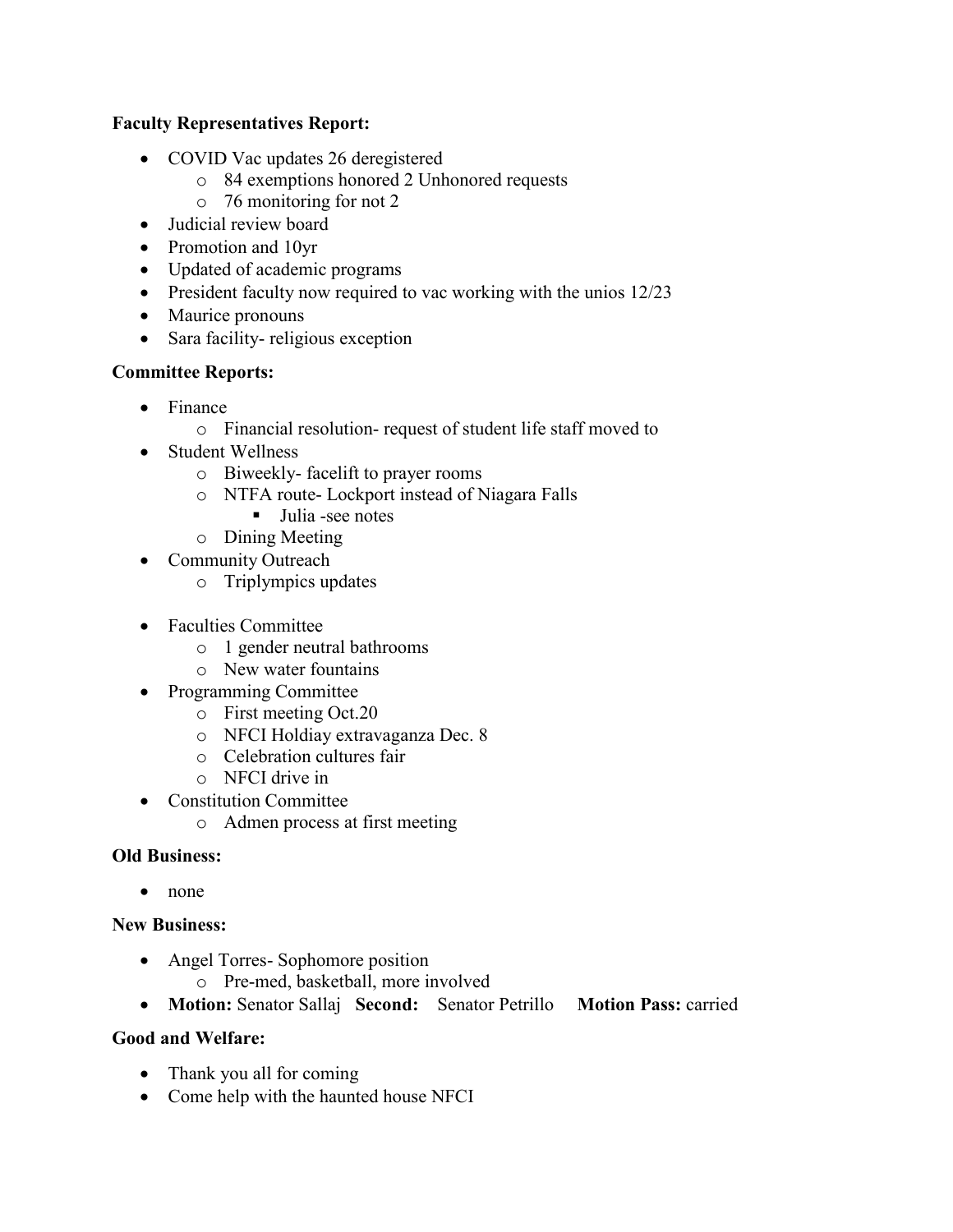**Faculty Representatives Report:**

- COVID Vac updates 26 deregistered
  - 84 exemptions honored 2 Unhonored requests
  - 76 monitoring for not 2
- Judicial review board
- Promotion and 10yr
- Updated of academic programs
- President faculty now required to vac working with the unios 12/23
- Maurice pronouns
- Sara facility- religious exception

**Committee Reports:**

- Finance
  - Financial resolution- request of student life staff moved to
- Student Wellness
  - Biweekly- facelift to prayer rooms
  - NTFA route- Lockport instead of Niagara Falls
    - Julia -see notes
  - Dining Meeting
- Community Outreach
  - Triplympics updates

- Faculties Committee
  - 1 gender neutral bathrooms
  - New water fountains
- Programming Committee
  - First meeting Oct.20
  - NFCI Holdiay extravaganza Dec. 8
  - Celebration cultures fair
  - NFCI drive in
- Constitution Committee
  - Admen process at first meeting

**Old Business:**

- none

**New Business:**

- Angel Torres- Sophomore position
  - Pre-med, basketball, more involved
- **Motion:** Senator Sallaj **Second:** Senator Petrillo **Motion Pass:** carried

**Good and Welfare:**

- Thank you all for coming
- Come help with the haunted house NFCI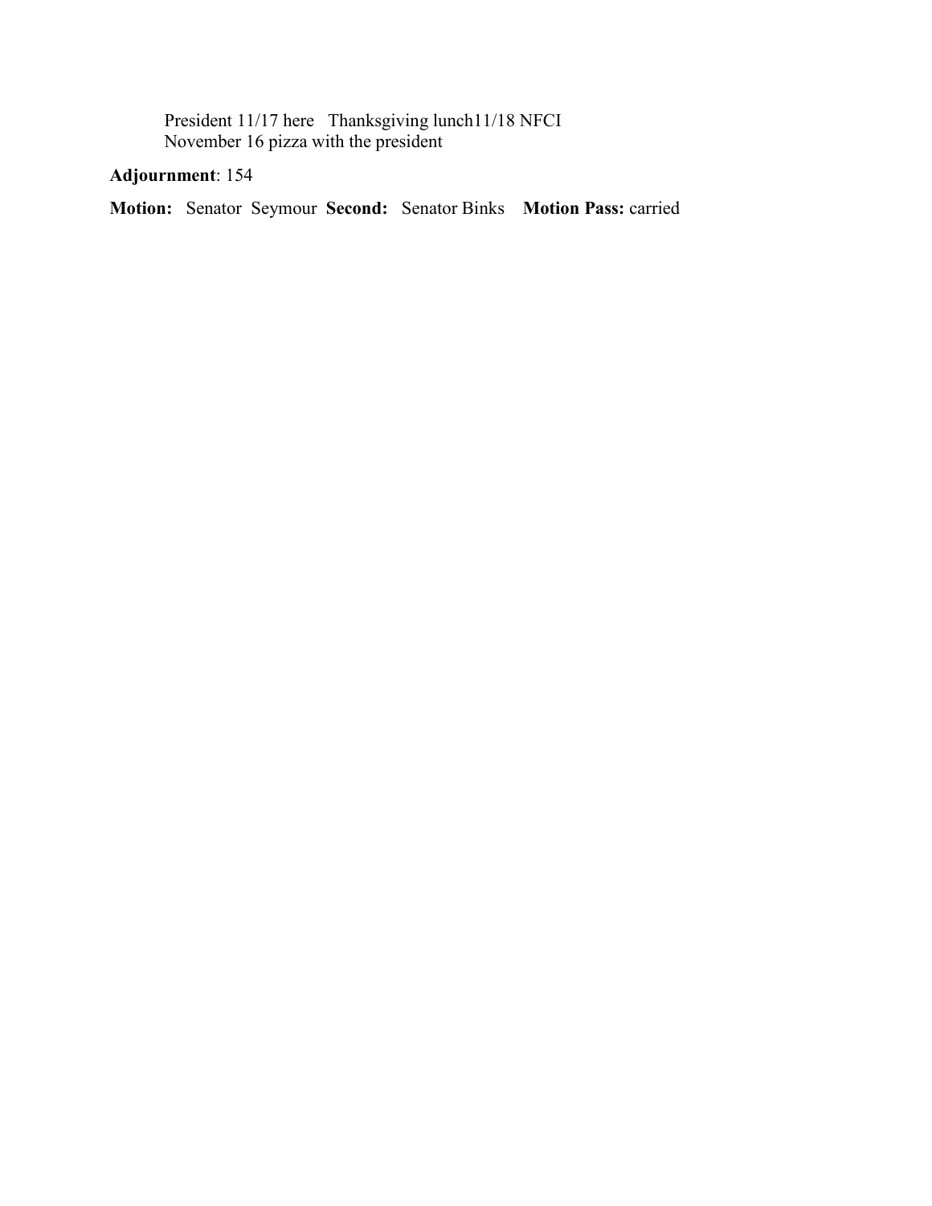President 11/17 here   Thanksgiving lunch11/18 NFCI
November 16 pizza with the president

**Adjournment**: 154

**Motion:** Senator Seymour **Second:** Senator Binks **Motion Pass:** carried